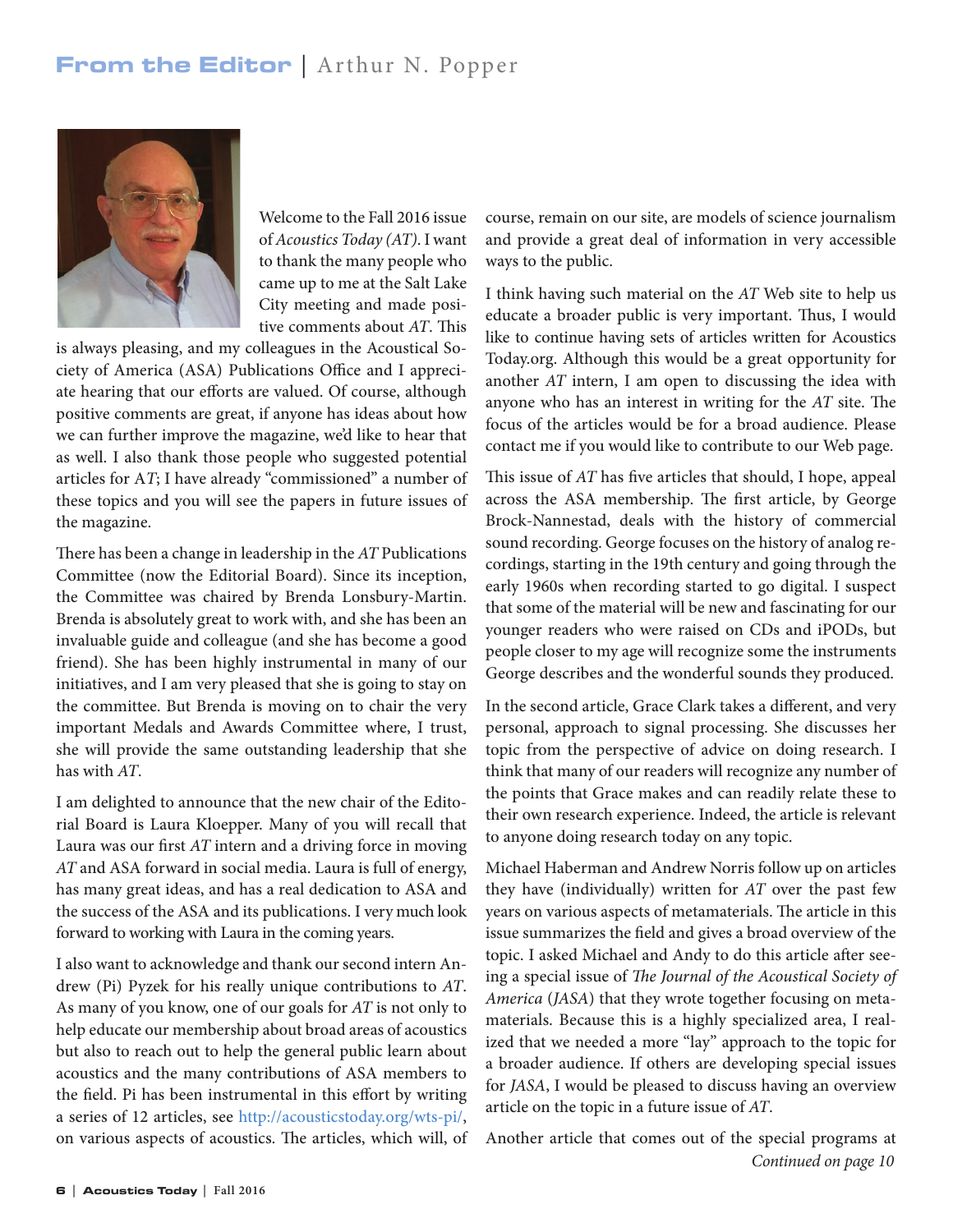# From the Editor | Arthur N. Popper

Welcome to the Fall 2016 issue of *Acoustics Today (AT)*. I want to thank the many people who came up to me at the Salt Lake City meeting and made positive comments about *AT*. This is always pleasing, and my colleagues in the Acoustical Society of America (ASA) Publications Office and I appreciate hearing that our efforts are valued. Of course, although positive comments are great, if anyone has ideas about how we can further improve the magazine, we'd like to hear that as well. I also thank those people who suggested potential articles for A*T*; I have already "commissioned" a number of these topics and you will see the papers in future issues of the magazine.

There has been a change in leadership in the *AT* Publications Committee (now the Editorial Board). Since its inception, the Committee was chaired by Brenda Lonsbury-Martin. Brenda is absolutely great to work with, and she has been an invaluable guide and colleague (and she has become a good friend). She has been highly instrumental in many of our initiatives, and I am very pleased that she is going to stay on the committee. But Brenda is moving on to chair the very important Medals and Awards Committee where, I trust, she will provide the same outstanding leadership that she has with *AT*.

I am delighted to announce that the new chair of the Editorial Board is Laura Kloepper. Many of you will recall that Laura was our first *AT* intern and a driving force in moving *AT* and ASA forward in social media. Laura is full of energy, has many great ideas, and has a real dedication to ASA and the success of the ASA and its publications. I very much look forward to working with Laura in the coming years.

I also want to acknowledge and thank our second intern Andrew (Pi) Pyzek for his really unique contributions to *AT*. As many of you know, one of our goals for *AT* is not only to help educate our membership about broad areas of acoustics but also to reach out to help the general public learn about acoustics and the many contributions of ASA members to the field. Pi has been instrumental in this effort by writing a series of 12 articles, see http://acousticstoday.org/wts-pi/, on various aspects of acoustics. The articles, which will, of course, remain on our site, are models of science journalism and provide a great deal of information in very accessible ways to the public.

I think having such material on the *AT* Web site to help us educate a broader public is very important. Thus, I would like to continue having sets of articles written for Acoustics Today.org. Although this would be a great opportunity for another *AT* intern, I am open to discussing the idea with anyone who has an interest in writing for the *AT* site. The focus of the articles would be for a broad audience. Please contact me if you would like to contribute to our Web page.

This issue of *AT* has five articles that should, I hope, appeal across the ASA membership. The first article, by George Brock-Nannestad, deals with the history of commercial sound recording. George focuses on the history of analog recordings, starting in the 19th century and going through the early 1960s when recording started to go digital. I suspect that some of the material will be new and fascinating for our younger readers who were raised on CDs and iPODs, but people closer to my age will recognize some the instruments George describes and the wonderful sounds they produced.

In the second article, Grace Clark takes a different, and very personal, approach to signal processing. She discusses her topic from the perspective of advice on doing research. I think that many of our readers will recognize any number of the points that Grace makes and can readily relate these to their own research experience. Indeed, the article is relevant to anyone doing research today on any topic.

Michael Haberman and Andrew Norris follow up on articles they have (individually) written for *AT* over the past few years on various aspects of metamaterials. The article in this issue summarizes the field and gives a broad overview of the topic. I asked Michael and Andy to do this article after seeing a special issue of *The Journal of the Acoustical Society of America* (*JASA*) that they wrote together focusing on metamaterials. Because this is a highly specialized area, I realized that we needed a more "lay" approach to the topic for a broader audience. If others are developing special issues for *JASA*, I would be pleased to discuss having an overview article on the topic in a future issue of *AT*.

Another article that comes out of the special programs at

*Continued on page 10*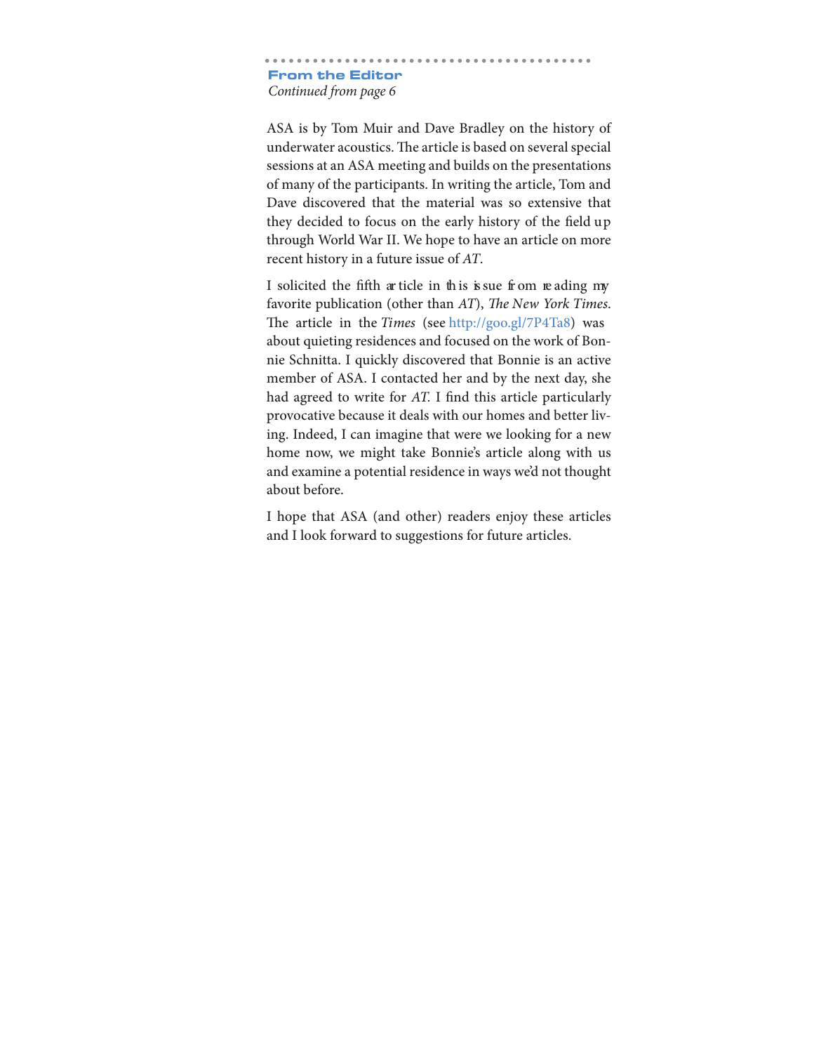### From the Editor

*Continued from page 6*

ASA is by Tom Muir and Dave Bradley on the history of underwater acoustics. The article is based on several special sessions at an ASA meeting and builds on the presentations of many of the participants. In writing the article, Tom and Dave discovered that the material was so extensive that they decided to focus on the early history of the field up through World War II. We hope to have an article on more recent history in a future issue of *AT*.

I solicited the fifth article in this issue from reading my favorite publication (other than *AT*), *The New York Times*. The article in the *Times* (see http://goo.gl/7P4Ta8) was about quieting residences and focused on the work of Bonnie Schnitta. I quickly discovered that Bonnie is an active member of ASA. I contacted her and by the next day, she had agreed to write for *AT*. I find this article particularly provocative because it deals with our homes and better living. Indeed, I can imagine that were we looking for a new home now, we might take Bonnie's article along with us and examine a potential residence in ways we'd not thought about before.

I hope that ASA (and other) readers enjoy these articles and I look forward to suggestions for future articles.